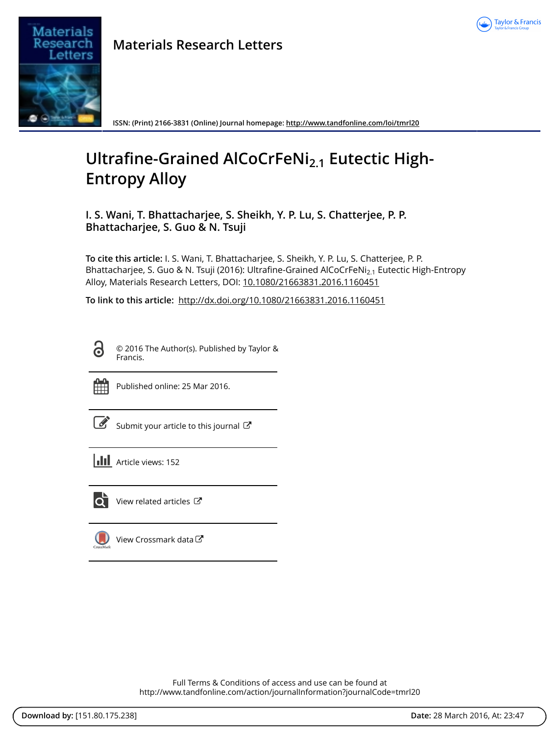**Materials Research Letters**

ISSN: (Print) 2166-3831 (Online) Journal homepage: http://www.tandfonline.com/loi/tmrl20

# Ultrafine-Grained $AlCoCrFeNi_{2.1}$ Eutectic High-Entropy Alloy

**I. S. Wani, T. Bhattacharjee, S. Sheikh, Y. P. Lu, S. Chatterjee, P. P. Bhattacharjee, S. Guo & N. Tsuji**

**To cite this article:** I. S. Wani, T. Bhattacharjee, S. Sheikh, Y. P. Lu, S. Chatterjee, P. P. Bhattacharjee, S. Guo & N. Tsuji (2016): Ultrafine-Grained $AlCoCrFeNi_{2.1}$ Eutectic High-Entropy Alloy, Materials Research Letters, DOI: 10.1080/21663831.2016.1160451

**To link to this article:** http://dx.doi.org/10.1080/21663831.2016.1160451

© 2016 The Author(s). Published by Taylor & Francis.

Published online: 25 Mar 2016.

Submit your article to this journal

Article views: 152

View related articles

View Crossmark data

Full Terms & Conditions of access and use can be found at http://www.tandfonline.com/action/journalInformation?journalCode=tmrl20

**Download by:** [151.80.175.238] **Date:** 28 March 2016, At: 23:47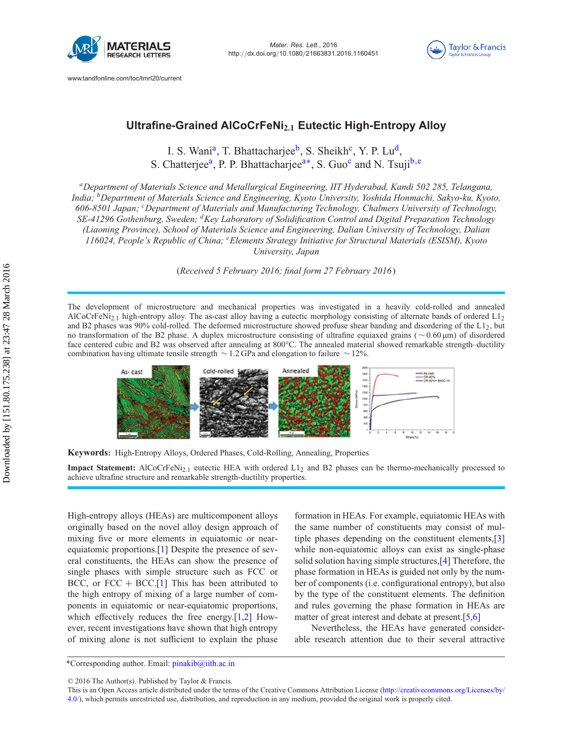# Ultrafine-Grained AlCoCrFeNi$_{2.1}$ Eutectic High-Entropy Alloy

I. S. Wani[a], T. Bhattacharjee[b], S. Sheikh[c], Y. P. Lu[d], S. Chatterjee[a], P. P. Bhattacharjee[a*], S. Guo[c] and N. Tsuji[b,e]

[a]*Department of Materials Science and Metallurgical Engineering, IIT Hyderabad, Kandi 502 285, Telangana, India;* [b]*Department of Materials Science and Engineering, Kyoto University, Yoshida Honmachi, Sakyo-ku, Kyoto, 606-8501 Japan;* [c]*Department of Materials and Manufacturing Technology, Chalmers University of Technology, SE-41296 Gothenburg, Sweden;* [d]*Key Laboratory of Solidification Control and Digital Preparation Technology (Liaoning Province), School of Materials Science and Engineering, Dalian University of Technology, Dalian 116024, People's Republic of China;* [e]*Elements Strategy Initiative for Structural Materials (ESISM), Kyoto University, Japan*

(*Received 5 February 2016; final form 27 February 2016*)

The development of microstructure and mechanical properties was investigated in a heavily cold-rolled and annealed AlCoCrFeNi$_{2.1}$ high-entropy alloy. The as-cast alloy having a eutectic morphology consisting of alternate bands of ordered L1$_2$ and B2 phases was 90% cold-rolled. The deformed microstructure showed profuse shear banding and disordering of the L1$_2$, but no transformation of the B2 phase. A duplex microstructure consisting of ultrafine equiaxed grains ($\sim 0.60\,\mu$m) of disordered face centered cubic and B2 was observed after annealing at 800°C. The annealed material showed remarkable strength–ductility combination having ultimate tensile strength $\sim 1.2$ GPa and elongation to failure $\sim 12$%.

**Keywords:** High-Entropy Alloys, Ordered Phases, Cold-Rolling, Annealing, Properties

**Impact Statement:** AlCoCrFeNi$_{2.1}$ eutectic HEA with ordered L1$_2$ and B2 phases can be thermo-mechanically processed to achieve ultrafine structure and remarkable strength-ductility properties.

High-entropy alloys (HEAs) are multicomponent alloys originally based on the novel alloy design approach of mixing five or more elements in equiatomic or near-equiatomic proportions.[1] Despite the presence of several constituents, the HEAs can show the presence of single phases with simple structure such as FCC or BCC, or FCC + BCC.[1] This has been attributed to the high entropy of mixing of a large number of components in equiatomic or near-equiatomic proportions, which effectively reduces the free energy.[1,2] However, recent investigations have shown that high entropy of mixing alone is not sufficient to explain the phase formation in HEAs. For example, equiatomic HEAs with the same number of constituents may consist of multiple phases depending on the constituent elements,[3] while non-equiatomic alloys can exist as single-phase solid solution having simple structures,[4] Therefore, the phase formation in HEAs is guided not only by the number of components (i.e. configurational entropy), but also by the type of the constituent elements. The definition and rules governing the phase formation in HEAs are matter of great interest and debate at present.[5,6]

Nevertheless, the HEAs have generated considerable research attention due to their several attractive

*Corresponding author. Email: pinakib@iith.ac.in

© 2016 The Author(s). Published by Taylor & Francis.
This is an Open Access article distributed under the terms of the Creative Commons Attribution License (http://creativecommons.org/Licenses/by/4.0/), which permits unrestricted use, distribution, and reproduction in any medium, provided the original work is properly cited.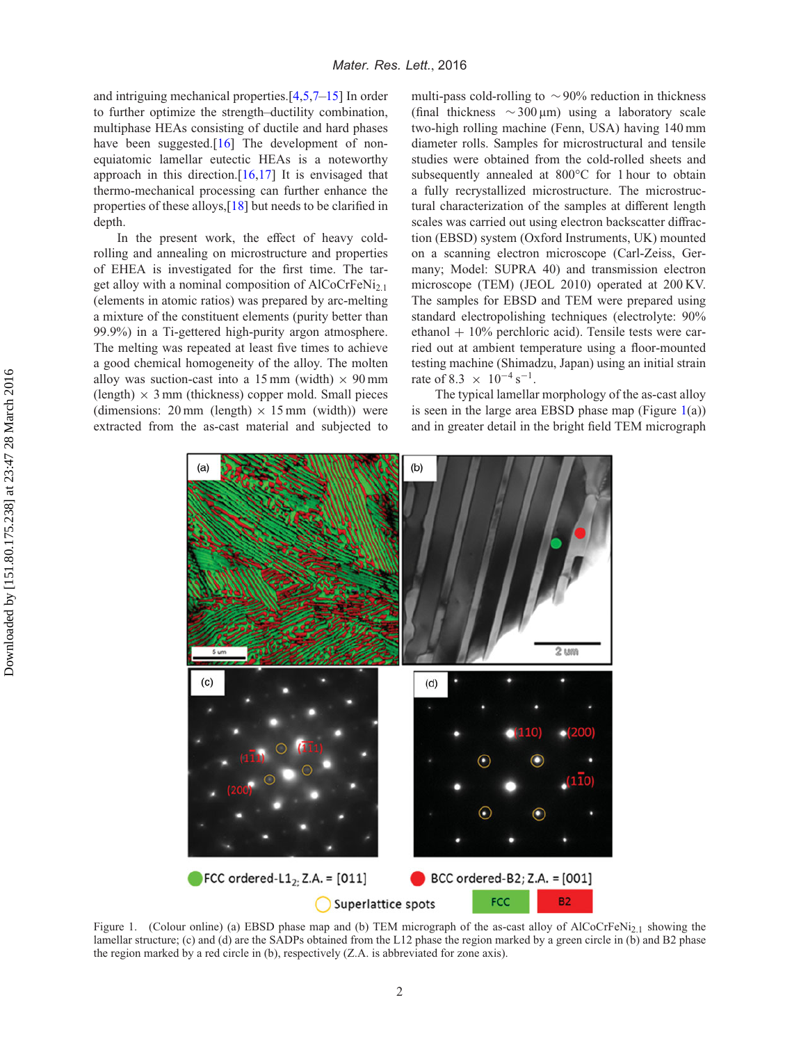and intriguing mechanical properties.[4,5,7–15] In order to further optimize the strength–ductility combination, multiphase HEAs consisting of ductile and hard phases have been suggested.[16] The development of non-equiatomic lamellar eutectic HEAs is a noteworthy approach in this direction.[16,17] It is envisaged that thermo-mechanical processing can further enhance the properties of these alloys,[18] but needs to be clarified in depth.

In the present work, the effect of heavy cold-rolling and annealing on microstructure and properties of EHEA is investigated for the first time. The target alloy with a nominal composition of $AlCoCrFeNi_{2.1}$ (elements in atomic ratios) was prepared by arc-melting a mixture of the constituent elements (purity better than 99.9%) in a Ti-gettered high-purity argon atmosphere. The melting was repeated at least five times to achieve a good chemical homogeneity of the alloy. The molten alloy was suction-cast into a 15 mm (width) × 90 mm (length) × 3 mm (thickness) copper mold. Small pieces (dimensions: 20 mm (length) × 15 mm (width)) were extracted from the as-cast material and subjected to multi-pass cold-rolling to ∼90% reduction in thickness (final thickness ∼300 μm) using a laboratory scale two-high rolling machine (Fenn, USA) having 140 mm diameter rolls. Samples for microstructural and tensile studies were obtained from the cold-rolled sheets and subsequently annealed at 800°C for 1 hour to obtain a fully recrystallized microstructure. The microstructural characterization of the samples at different length scales was carried out using electron backscatter diffraction (EBSD) system (Oxford Instruments, UK) mounted on a scanning electron microscope (Carl-Zeiss, Germany; Model: SUPRA 40) and transmission electron microscope (TEM) (JEOL 2010) operated at 200 KV. The samples for EBSD and TEM were prepared using standard electropolishing techniques (electrolyte: 90% ethanol + 10% perchloric acid). Tensile tests were carried out at ambient temperature using a floor-mounted testing machine (Shimadzu, Japan) using an initial strain rate of $8.3 \times 10^{-4}\,s^{-1}$.

The typical lamellar morphology of the as-cast alloy is seen in the large area EBSD phase map (Figure 1(a)) and in greater detail in the bright field TEM micrograph

Figure 1. (Colour online) (a) EBSD phase map and (b) TEM micrograph of the as-cast alloy of $AlCoCrFeNi_{2.1}$ showing the lamellar structure; (c) and (d) are the SADPs obtained from the L12 phase the region marked by a green circle in (b) and B2 phase the region marked by a red circle in (b), respectively (Z.A. is abbreviated for zone axis).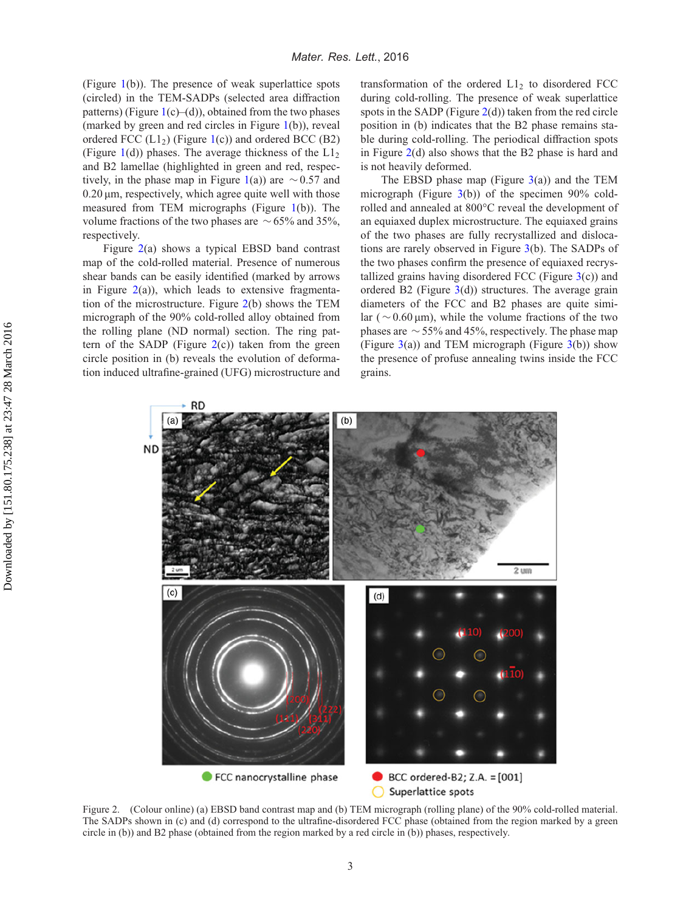(Figure 1(b)). The presence of weak superlattice spots (circled) in the TEM-SADPs (selected area diffraction patterns) (Figure 1(c)–(d)), obtained from the two phases (marked by green and red circles in Figure 1(b)), reveal ordered FCC ($L1_2$) (Figure 1(c)) and ordered BCC (B2) (Figure 1(d)) phases. The average thickness of the $L1_2$ and B2 lamellae (highlighted in green and red, respectively, in the phase map in Figure 1(a)) are ∼0.57 and 0.20 μm, respectively, which agree quite well with those measured from TEM micrographs (Figure 1(b)). The volume fractions of the two phases are ∼65% and 35%, respectively.

Figure 2(a) shows a typical EBSD band contrast map of the cold-rolled material. Presence of numerous shear bands can be easily identified (marked by arrows in Figure 2(a)), which leads to extensive fragmentation of the microstructure. Figure 2(b) shows the TEM micrograph of the 90% cold-rolled alloy obtained from the rolling plane (ND normal) section. The ring pattern of the SADP (Figure 2(c)) taken from the green circle position in (b) reveals the evolution of deformation induced ultrafine-grained (UFG) microstructure and transformation of the ordered $L1_2$ to disordered FCC during cold-rolling. The presence of weak superlattice spots in the SADP (Figure 2(d)) taken from the red circle position in (b) indicates that the B2 phase remains stable during cold-rolling. The periodical diffraction spots in Figure 2(d) also shows that the B2 phase is hard and is not heavily deformed.

The EBSD phase map (Figure 3(a)) and the TEM micrograph (Figure 3(b)) of the specimen 90% cold-rolled and annealed at 800°C reveal the development of an equiaxed duplex microstructure. The equiaxed grains of the two phases are fully recrystallized and dislocations are rarely observed in Figure 3(b). The SADPs of the two phases confirm the presence of equiaxed recrystallized grains having disordered FCC (Figure 3(c)) and ordered B2 (Figure 3(d)) structures. The average grain diameters of the FCC and B2 phases are quite similar (∼0.60 μm), while the volume fractions of the two phases are ∼55% and 45%, respectively. The phase map (Figure 3(a)) and TEM micrograph (Figure 3(b)) show the presence of profuse annealing twins inside the FCC grains.

Figure 2. (Colour online) (a) EBSD band contrast map and (b) TEM micrograph (rolling plane) of the 90% cold-rolled material. The SADPs shown in (c) and (d) correspond to the ultrafine-disordered FCC phase (obtained from the region marked by a green circle in (b)) and B2 phase (obtained from the region marked by a red circle in (b)) phases, respectively.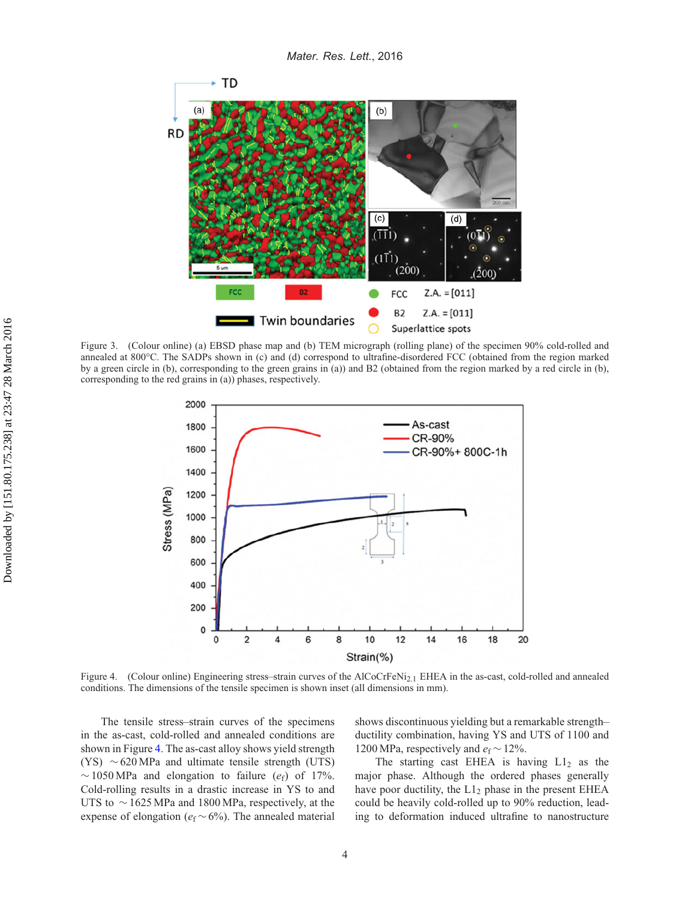Figure 3. (Colour online) (a) EBSD phase map and (b) TEM micrograph (rolling plane) of the specimen 90% cold-rolled and annealed at 800°C. The SADPs shown in (c) and (d) correspond to ultrafine-disordered FCC (obtained from the region marked by a green circle in (b), corresponding to the green grains in (a)) and B2 (obtained from the region marked by a red circle in (b), corresponding to the red grains in (a)) phases, respectively.

Figure 4. (Colour online) Engineering stress–strain curves of the $AlCoCrFeNi_{2.1}$ EHEA in the as-cast, cold-rolled and annealed conditions. The dimensions of the tensile specimen is shown inset (all dimensions in mm).

The tensile stress–strain curves of the specimens in the as-cast, cold-rolled and annealed conditions are shown in Figure 4. The as-cast alloy shows yield strength (YS) ∼620 MPa and ultimate tensile strength (UTS) ∼1050 MPa and elongation to failure ($e_f$) of 17%. Cold-rolling results in a drastic increase in YS to and UTS to ∼1625 MPa and 1800 MPa, respectively, at the expense of elongation ($e_f \sim 6\%$). The annealed material shows discontinuous yielding but a remarkable strength–ductility combination, having YS and UTS of 1100 and 1200 MPa, respectively and $e_f \sim 12\%$.

The starting cast EHEA is having $L1_2$ as the major phase. Although the ordered phases generally have poor ductility, the $L1_2$ phase in the present EHEA could be heavily cold-rolled up to 90% reduction, leading to deformation induced ultrafine to nanostructure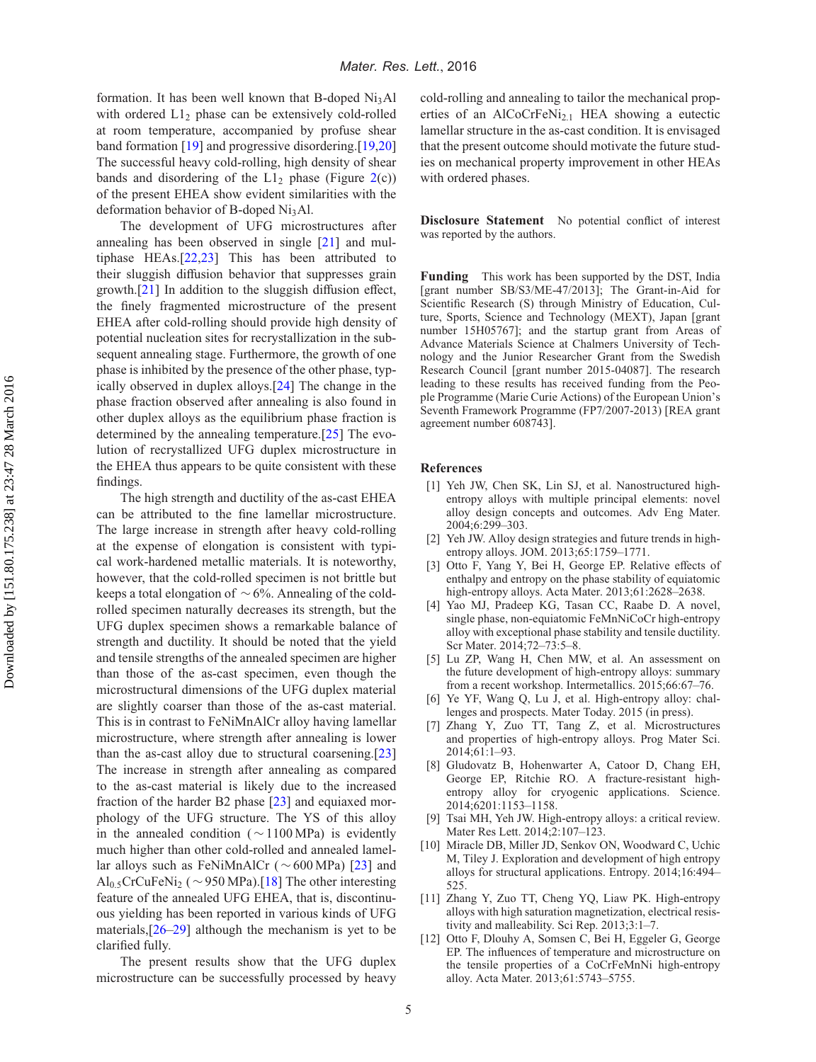formation. It has been well known that B-doped $Ni_3Al$ with ordered $L1_2$ phase can be extensively cold-rolled at room temperature, accompanied by profuse shear band formation [19] and progressive disordering.[19,20] The successful heavy cold-rolling, high density of shear bands and disordering of the $L1_2$ phase (Figure 2(c)) of the present EHEA show evident similarities with the deformation behavior of B-doped $Ni_3Al$.

The development of UFG microstructures after annealing has been observed in single [21] and multiphase HEAs.[22,23] This has been attributed to their sluggish diffusion behavior that suppresses grain growth.[21] In addition to the sluggish diffusion effect, the finely fragmented microstructure of the present EHEA after cold-rolling should provide high density of potential nucleation sites for recrystallization in the subsequent annealing stage. Furthermore, the growth of one phase is inhibited by the presence of the other phase, typically observed in duplex alloys.[24] The change in the phase fraction observed after annealing is also found in other duplex alloys as the equilibrium phase fraction is determined by the annealing temperature.[25] The evolution of recrystallized UFG duplex microstructure in the EHEA thus appears to be quite consistent with these findings.

The high strength and ductility of the as-cast EHEA can be attributed to the fine lamellar microstructure. The large increase in strength after heavy cold-rolling at the expense of elongation is consistent with typical work-hardened metallic materials. It is noteworthy, however, that the cold-rolled specimen is not brittle but keeps a total elongation of $\sim 6\%$. Annealing of the cold-rolled specimen naturally decreases its strength, but the UFG duplex specimen shows a remarkable balance of strength and ductility. It should be noted that the yield and tensile strengths of the annealed specimen are higher than those of the as-cast specimen, even though the microstructural dimensions of the UFG duplex material are slightly coarser than those of the as-cast material. This is in contrast to FeNiMnAlCr alloy having lamellar microstructure, where strength after annealing is lower than the as-cast alloy due to structural coarsening.[23] The increase in strength after annealing as compared to the as-cast material is likely due to the increased fraction of the harder B2 phase [23] and equiaxed morphology of the UFG structure. The YS of this alloy in the annealed condition ($\sim 1100$ MPa) is evidently much higher than other cold-rolled and annealed lamellar alloys such as FeNiMnAlCr ($\sim 600$ MPa) [23] and $Al_{0.5}CrCuFeNi_2$ ($\sim 950$ MPa).[18] The other interesting feature of the annealed UFG EHEA, that is, discontinuous yielding has been reported in various kinds of UFG materials,[26–29] although the mechanism is yet to be clarified fully.

The present results show that the UFG duplex microstructure can be successfully processed by heavy cold-rolling and annealing to tailor the mechanical properties of an $AlCoCrFeNi_{2.1}$ HEA showing a eutectic lamellar structure in the as-cast condition. It is envisaged that the present outcome should motivate the future studies on mechanical property improvement in other HEAs with ordered phases.

**Disclosure Statement** No potential conflict of interest was reported by the authors.

**Funding** This work has been supported by the DST, India [grant number SB/S3/ME-47/2013]; The Grant-in-Aid for Scientific Research (S) through Ministry of Education, Culture, Sports, Science and Technology (MEXT), Japan [grant number 15H05767]; and the startup grant from Areas of Advance Materials Science at Chalmers University of Technology and the Junior Researcher Grant from the Swedish Research Council [grant number 2015-04087]. The research leading to these results has received funding from the People Programme (Marie Curie Actions) of the European Union's Seventh Framework Programme (FP7/2007-2013) [REA grant agreement number 608743].

## References

[1] Yeh JW, Chen SK, Lin SJ, et al. Nanostructured high-entropy alloys with multiple principal elements: novel alloy design concepts and outcomes. Adv Eng Mater. 2004;6:299–303.

[2] Yeh JW. Alloy design strategies and future trends in high-entropy alloys. JOM. 2013;65:1759–1771.

[3] Otto F, Yang Y, Bei H, George EP. Relative effects of enthalpy and entropy on the phase stability of equiatomic high-entropy alloys. Acta Mater. 2013;61:2628–2638.

[4] Yao MJ, Pradeep KG, Tasan CC, Raabe D. A novel, single phase, non-equiatomic FeMnNiCoCr high-entropy alloy with exceptional phase stability and tensile ductility. Scr Mater. 2014;72–73:5–8.

[5] Lu ZP, Wang H, Chen MW, et al. An assessment on the future development of high-entropy alloys: summary from a recent workshop. Intermetallics. 2015;66:67–76.

[6] Ye YF, Wang Q, Lu J, et al. High-entropy alloy: challenges and prospects. Mater Today. 2015 (in press).

[7] Zhang Y, Zuo TT, Tang Z, et al. Microstructures and properties of high-entropy alloys. Prog Mater Sci. 2014;61:1–93.

[8] Gludovatz B, Hohenwarter A, Catoor D, Chang EH, George EP, Ritchie RO. A fracture-resistant high-entropy alloy for cryogenic applications. Science. 2014;6201:1153–1158.

[9] Tsai MH, Yeh JW. High-entropy alloys: a critical review. Mater Res Lett. 2014;2:107–123.

[10] Miracle DB, Miller JD, Senkov ON, Woodward C, Uchic M, Tiley J. Exploration and development of high entropy alloys for structural applications. Entropy. 2014;16:494–525.

[11] Zhang Y, Zuo TT, Cheng YQ, Liaw PK. High-entropy alloys with high saturation magnetization, electrical resistivity and malleability. Sci Rep. 2013;3:1–7.

[12] Otto F, Dlouhy A, Somsen C, Bei H, Eggeler G, George EP. The influences of temperature and microstructure on the tensile properties of a CoCrFeMnNi high-entropy alloy. Acta Mater. 2013;61:5743–5755.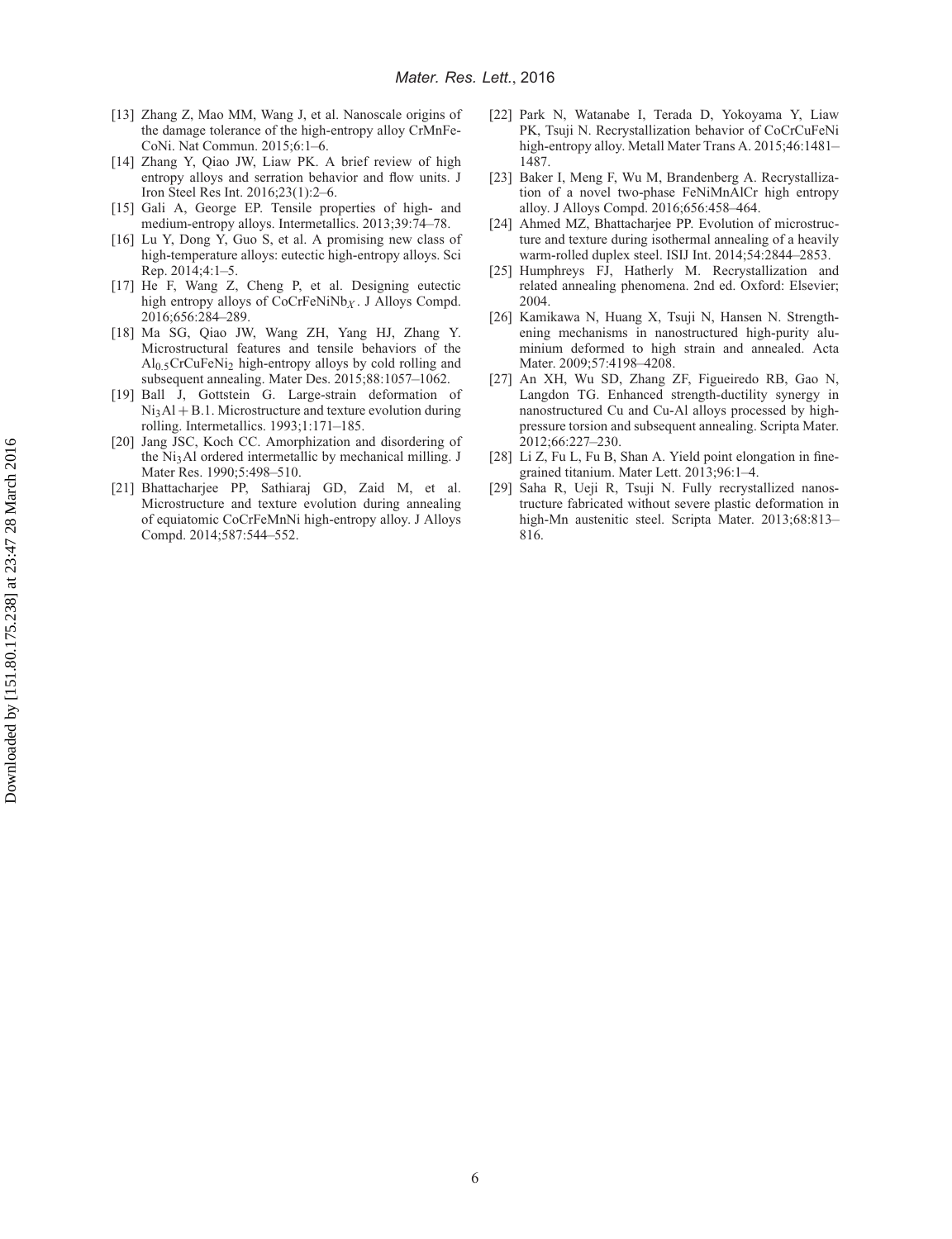[13] Zhang Z, Mao MM, Wang J, et al. Nanoscale origins of the damage tolerance of the high-entropy alloy CrMnFeCoNi. Nat Commun. 2015;6:1–6.

[14] Zhang Y, Qiao JW, Liaw PK. A brief review of high entropy alloys and serration behavior and flow units. J Iron Steel Res Int. 2016;23(1):2–6.

[15] Gali A, George EP. Tensile properties of high- and medium-entropy alloys. Intermetallics. 2013;39:74–78.

[16] Lu Y, Dong Y, Guo S, et al. A promising new class of high-temperature alloys: eutectic high-entropy alloys. Sci Rep. 2014;4:1–5.

[17] He F, Wang Z, Cheng P, et al. Designing eutectic high entropy alloys of $CoCrFeNiNb_X$. J Alloys Compd. 2016;656:284–289.

[18] Ma SG, Qiao JW, Wang ZH, Yang HJ, Zhang Y. Microstructural features and tensile behaviors of the $Al_{0.5}CrCuFeNi_2$ high-entropy alloys by cold rolling and subsequent annealing. Mater Des. 2015;88:1057–1062.

[19] Ball J, Gottstein G. Large-strain deformation of $Ni_3Al + B$.1. Microstructure and texture evolution during rolling. Intermetallics. 1993;1:171–185.

[20] Jang JSC, Koch CC. Amorphization and disordering of the $Ni_3Al$ ordered intermetallic by mechanical milling. J Mater Res. 1990;5:498–510.

[21] Bhattacharjee PP, Sathiaraj GD, Zaid M, et al. Microstructure and texture evolution during annealing of equiatomic CoCrFeMnNi high-entropy alloy. J Alloys Compd. 2014;587:544–552.

[22] Park N, Watanabe I, Terada D, Yokoyama Y, Liaw PK, Tsuji N. Recrystallization behavior of CoCrCuFeNi high-entropy alloy. Metall Mater Trans A. 2015;46:1481–1487.

[23] Baker I, Meng F, Wu M, Brandenberg A. Recrystallization of a novel two-phase FeNiMnAlCr high entropy alloy. J Alloys Compd. 2016;656:458–464.

[24] Ahmed MZ, Bhattacharjee PP. Evolution of microstructure and texture during isothermal annealing of a heavily warm-rolled duplex steel. ISIJ Int. 2014;54:2844–2853.

[25] Humphreys FJ, Hatherly M. Recrystallization and related annealing phenomena. 2nd ed. Oxford: Elsevier; 2004.

[26] Kamikawa N, Huang X, Tsuji N, Hansen N. Strengthening mechanisms in nanostructured high-purity aluminium deformed to high strain and annealed. Acta Mater. 2009;57:4198–4208.

[27] An XH, Wu SD, Zhang ZF, Figueiredo RB, Gao N, Langdon TG. Enhanced strength-ductility synergy in nanostructured Cu and Cu-Al alloys processed by high-pressure torsion and subsequent annealing. Scripta Mater. 2012;66:227–230.

[28] Li Z, Fu L, Fu B, Shan A. Yield point elongation in fine-grained titanium. Mater Lett. 2013;96:1–4.

[29] Saha R, Ueji R, Tsuji N. Fully recrystallized nanostructure fabricated without severe plastic deformation in high-Mn austenitic steel. Scripta Mater. 2013;68:813–816.